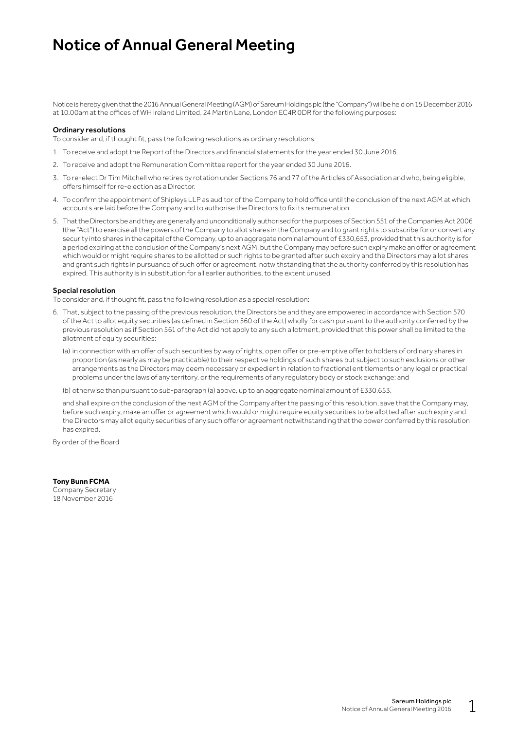# Notice of Annual General Meeting

Notice is hereby given that the 2016 Annual General Meeting (AGM) of Sareum Holdings plc (the "Company") will be held on 15 December 2016 at 10.00am at the offices of WH Ireland Limited, 24 Martin Lane, London EC4R 0DR for the following purposes:

### Ordinary resolutions

To consider and, if thought fit, pass the following resolutions as ordinary resolutions:

1. To receive and adopt the Report of the Directors and financial statements for the year ended 30 June 2016.
2. To receive and adopt the Remuneration Committee report for the year ended 30 June 2016.
3. To re-elect Dr Tim Mitchell who retires by rotation under Sections 76 and 77 of the Articles of Association and who, being eligible, offers himself for re-election as a Director.
4. To confirm the appointment of Shipleys LLP as auditor of the Company to hold office until the conclusion of the next AGM at which accounts are laid before the Company and to authorise the Directors to fix its remuneration.
5. That the Directors be and they are generally and unconditionally authorised for the purposes of Section 551 of the Companies Act 2006 (the "Act") to exercise all the powers of the Company to allot shares in the Company and to grant rights to subscribe for or convert any security into shares in the capital of the Company, up to an aggregate nominal amount of £330,653, provided that this authority is for a period expiring at the conclusion of the Company's next AGM, but the Company may before such expiry make an offer or agreement which would or might require shares to be allotted or such rights to be granted after such expiry and the Directors may allot shares and grant such rights in pursuance of such offer or agreement, notwithstanding that the authority conferred by this resolution has expired. This authority is in substitution for all earlier authorities, to the extent unused.

### Special resolution

To consider and, if thought fit, pass the following resolution as a special resolution:

6. That, subject to the passing of the previous resolution, the Directors be and they are empowered in accordance with Section 570 of the Act to allot equity securities (as defined in Section 560 of the Act) wholly for cash pursuant to the authority conferred by the previous resolution as if Section 561 of the Act did not apply to any such allotment, provided that this power shall be limited to the allotment of equity securities:

   (a) in connection with an offer of such securities by way of rights, open offer or pre-emptive offer to holders of ordinary shares in proportion (as nearly as may be practicable) to their respective holdings of such shares but subject to such exclusions or other arrangements as the Directors may deem necessary or expedient in relation to fractional entitlements or any legal or practical problems under the laws of any territory, or the requirements of any regulatory body or stock exchange; and

   (b) otherwise than pursuant to sub-paragraph (a) above, up to an aggregate nominal amount of £330,653,

   and shall expire on the conclusion of the next AGM of the Company after the passing of this resolution, save that the Company may, before such expiry, make an offer or agreement which would or might require equity securities to be allotted after such expiry and the Directors may allot equity securities of any such offer or agreement notwithstanding that the power conferred by this resolution has expired.

By order of the Board

**Tony Bunn FCMA**
Company Secretary
18 November 2016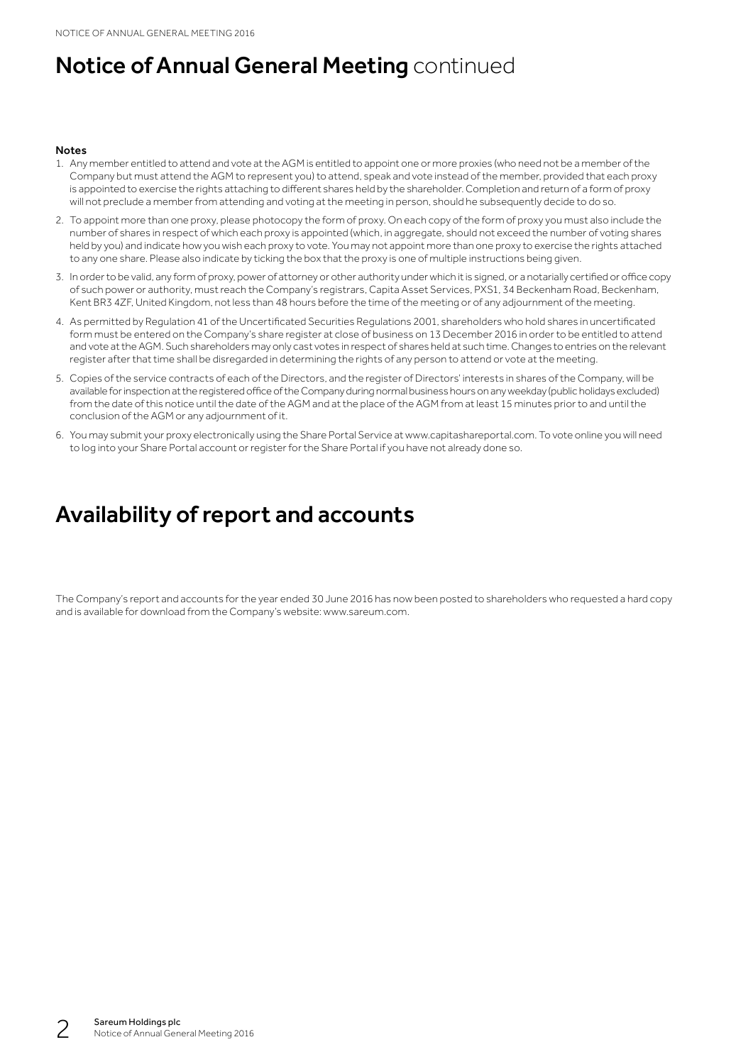# Notice of Annual General Meeting continued

**Notes**

1. Any member entitled to attend and vote at the AGM is entitled to appoint one or more proxies (who need not be a member of the Company but must attend the AGM to represent you) to attend, speak and vote instead of the member, provided that each proxy is appointed to exercise the rights attaching to different shares held by the shareholder. Completion and return of a form of proxy will not preclude a member from attending and voting at the meeting in person, should he subsequently decide to do so.
2. To appoint more than one proxy, please photocopy the form of proxy. On each copy of the form of proxy you must also include the number of shares in respect of which each proxy is appointed (which, in aggregate, should not exceed the number of voting shares held by you) and indicate how you wish each proxy to vote. You may not appoint more than one proxy to exercise the rights attached to any one share. Please also indicate by ticking the box that the proxy is one of multiple instructions being given.
3. In order to be valid, any form of proxy, power of attorney or other authority under which it is signed, or a notarially certified or office copy of such power or authority, must reach the Company's registrars, Capita Asset Services, PXS1, 34 Beckenham Road, Beckenham, Kent BR3 4ZF, United Kingdom, not less than 48 hours before the time of the meeting or of any adjournment of the meeting.
4. As permitted by Regulation 41 of the Uncertificated Securities Regulations 2001, shareholders who hold shares in uncertificated form must be entered on the Company's share register at close of business on 13 December 2016 in order to be entitled to attend and vote at the AGM. Such shareholders may only cast votes in respect of shares held at such time. Changes to entries on the relevant register after that time shall be disregarded in determining the rights of any person to attend or vote at the meeting.
5. Copies of the service contracts of each of the Directors, and the register of Directors' interests in shares of the Company, will be available for inspection at the registered office of the Company during normal business hours on any weekday (public holidays excluded) from the date of this notice until the date of the AGM and at the place of the AGM from at least 15 minutes prior to and until the conclusion of the AGM or any adjournment of it.
6. You may submit your proxy electronically using the Share Portal Service at www.capitashareportal.com. To vote online you will need to log into your Share Portal account or register for the Share Portal if you have not already done so.

# Availability of report and accounts

The Company's report and accounts for the year ended 30 June 2016 has now been posted to shareholders who requested a hard copy and is available for download from the Company's website: www.sareum.com.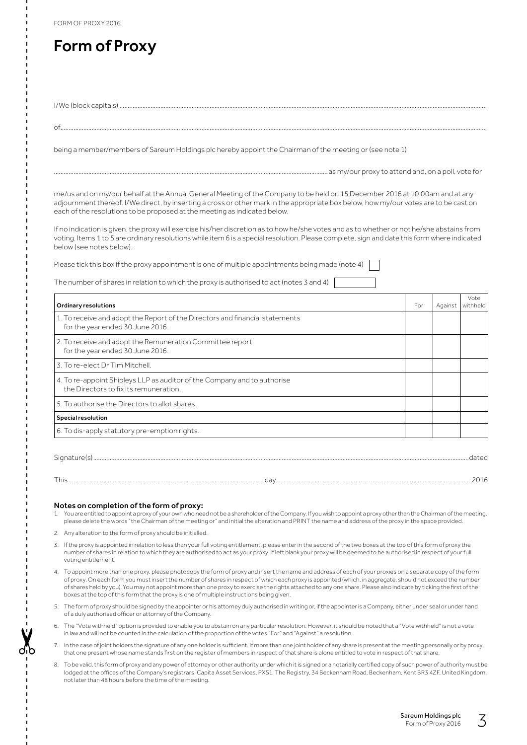# Form of Proxy

I/We (block capitals) ..........................................................................................................................................

of...........................................................................................................................................................

being a member/members of Sareum Holdings plc hereby appoint the Chairman of the meeting or (see note 1)

.............................................................................................................................. as my/our proxy to attend and, on a poll, vote for

me/us and on my/our behalf at the Annual General Meeting of the Company to be held on 15 December 2016 at 10.00am and at any adjournment thereof. I/We direct, by inserting a cross or other mark in the appropriate box below, how my/our votes are to be cast on each of the resolutions to be proposed at the meeting as indicated below.

If no indication is given, the proxy will exercise his/her discretion as to how he/she votes and as to whether or not he/she abstains from voting. Items 1 to 5 are ordinary resolutions while item 6 is a special resolution. Please complete, sign and date this form where indicated below (see notes below).

Please tick this box if the proxy appointment is one of multiple appointments being made (note 4) ☐

The number of shares in relation to which the proxy is authorised to act (notes 3 and 4) ☐

| **Ordinary resolutions** | For | Against | Vote withheld |
|---|---|---|---|
| 1. To receive and adopt the Report of the Directors and financial statements for the year ended 30 June 2016. | | | |
| 2. To receive and adopt the Remuneration Committee report for the year ended 30 June 2016. | | | |
| 3. To re-elect Dr Tim Mitchell. | | | |
| 4. To re-appoint Shipleys LLP as auditor of the Company and to authorise the Directors to fix its remuneration. | | | |
| 5. To authorise the Directors to allot shares. | | | |
| **Special resolution** | | | |
| 6. To dis-apply statutory pre-emption rights. | | | |

Signature(s)........................................................................................................................................................dated

This ...................................................................... day ...................................................................... 2016

### Notes on completion of the form of proxy:

1. You are entitled to appoint a proxy of your own who need not be a shareholder of the Company. If you wish to appoint a proxy other than the Chairman of the meeting, please delete the words "the Chairman of the meeting or" and initial the alteration and PRINT the name and address of the proxy in the space provided.
2. Any alteration to the form of proxy should be initialled.
3. If the proxy is appointed in relation to less than your full voting entitlement, please enter in the second of the two boxes at the top of this form of proxy the number of shares in relation to which they are authorised to act as your proxy. If left blank your proxy will be deemed to be authorised in respect of your full voting entitlement.
4. To appoint more than one proxy, please photocopy the form of proxy and insert the name and address of each of your proxies on a separate copy of the form of proxy. On each form you must insert the number of shares in respect of which each proxy is appointed (which, in aggregate, should not exceed the number of shares held by you). You may not appoint more than one proxy to exercise the rights attached to any one share. Please also indicate by ticking the first of the boxes at the top of this form that the proxy is one of multiple instructions being given.
5. The form of proxy should be signed by the appointer or his attorney duly authorised in writing or, if the appointer is a Company, either under seal or under hand of a duly authorised officer or attorney of the Company.
6. The "Vote withheld" option is provided to enable you to abstain on any particular resolution. However, it should be noted that a "Vote withheld" is not a vote in law and will not be counted in the calculation of the proportion of the votes "For" and "Against" a resolution.
7. In the case of joint holders the signature of any one holder is sufficient. If more than one joint holder of any share is present at the meeting personally or by proxy, that one present whose name stands first on the register of members in respect of that share is alone entitled to vote in respect of that share.
8. To be valid, this form of proxy and any power of attorney or other authority under which it is signed or a notarially certified copy of such power of authority must be lodged at the offices of the Company's registrars, Capita Asset Services, PXS1, The Registry, 34 Beckenham Road, Beckenham, Kent BR3 4ZF, United Kingdom, not later than 48 hours before the time of the meeting.